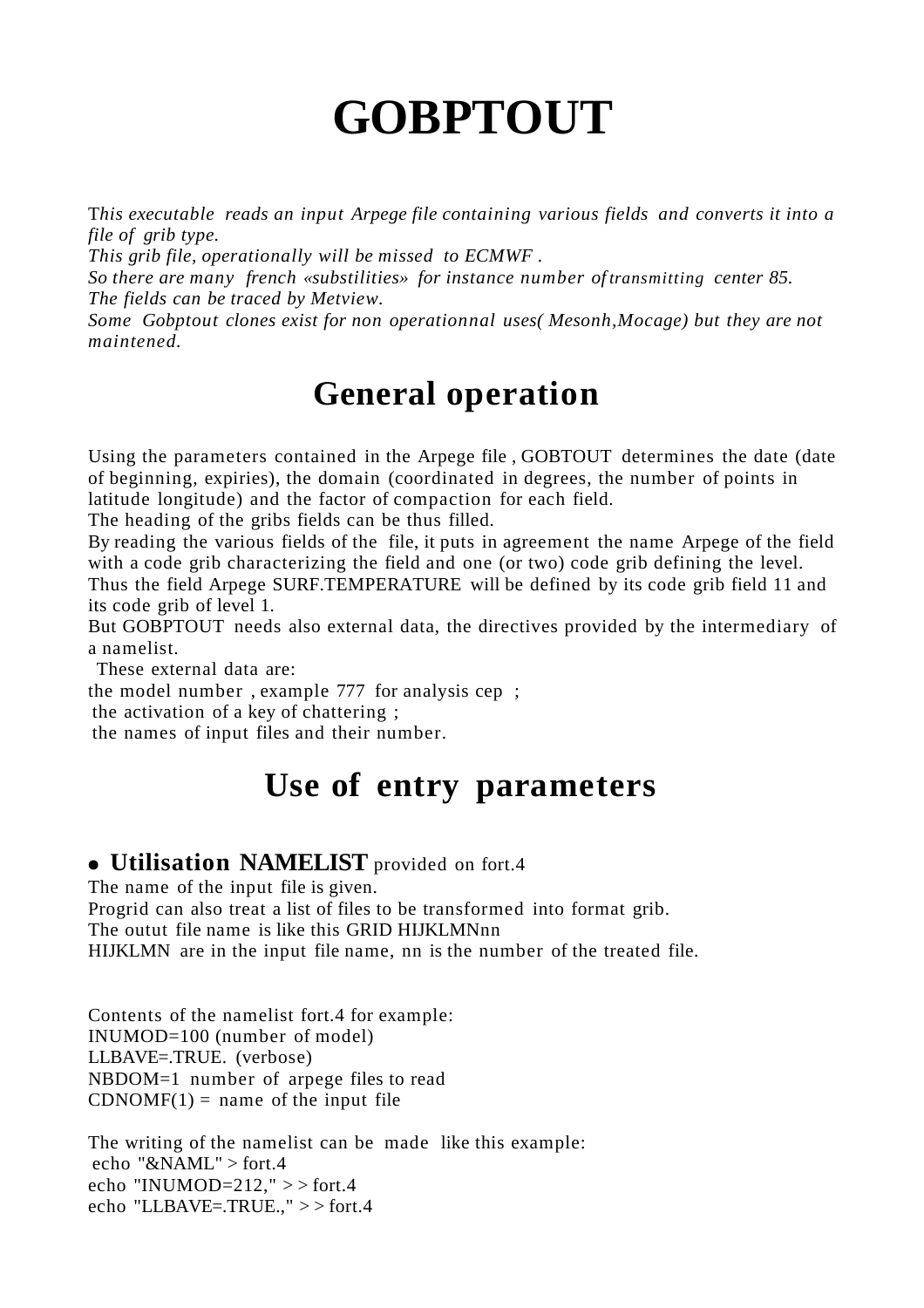# GOBPTOUT

*This executable reads an input Arpege file containing various fields and converts it into a file of grib type.*
*This grib file, operationally will be missed to ECMWF .*
*So there are many french «substilities» for instance number of transmitting center 85.*
*The fields can be traced by Metview.*
*Some Gobptout clones exist for non operationnal uses( Mesonh,Mocage) but they are not maintened.*

## General operation

Using the parameters contained in the Arpege file , GOBTOUT determines the date (date of beginning, expiries), the domain (coordinated in degrees, the number of points in latitude longitude) and the factor of compaction for each field.
The heading of the gribs fields can be thus filled.
By reading the various fields of the file, it puts in agreement the name Arpege of the field with a code grib characterizing the field and one (or two) code grib defining the level.
Thus the field Arpege SURF.TEMPERATURE will be defined by its code grib field 11 and its code grib of level 1.
But GOBPTOUT needs also external data, the directives provided by the intermediary of a namelist.
These external data are:
the model number , example 777 for analysis cep ;
the activation of a key of chattering ;
the names of input files and their number.

## Use of entry parameters

- **Utilisation NAMELIST** provided on fort.4

The name of the input file is given.
Progrid can also treat a list of files to be transformed into format grib.
The outut file name is like this GRID HIJKLMNnn
HIJKLMN are in the input file name, nn is the number of the treated file.

Contents of the namelist fort.4 for example:
INUMOD=100 (number of model)
LLBAVE=.TRUE. (verbose)
NBDOM=1 number of arpege files to read
CDNOMF(1) = name of the input file

The writing of the namelist can be made like this example:

```
echo "&NAML" > fort.4
echo "INUMOD=212," > > fort.4
echo "LLBAVE=.TRUE.," > > fort.4
```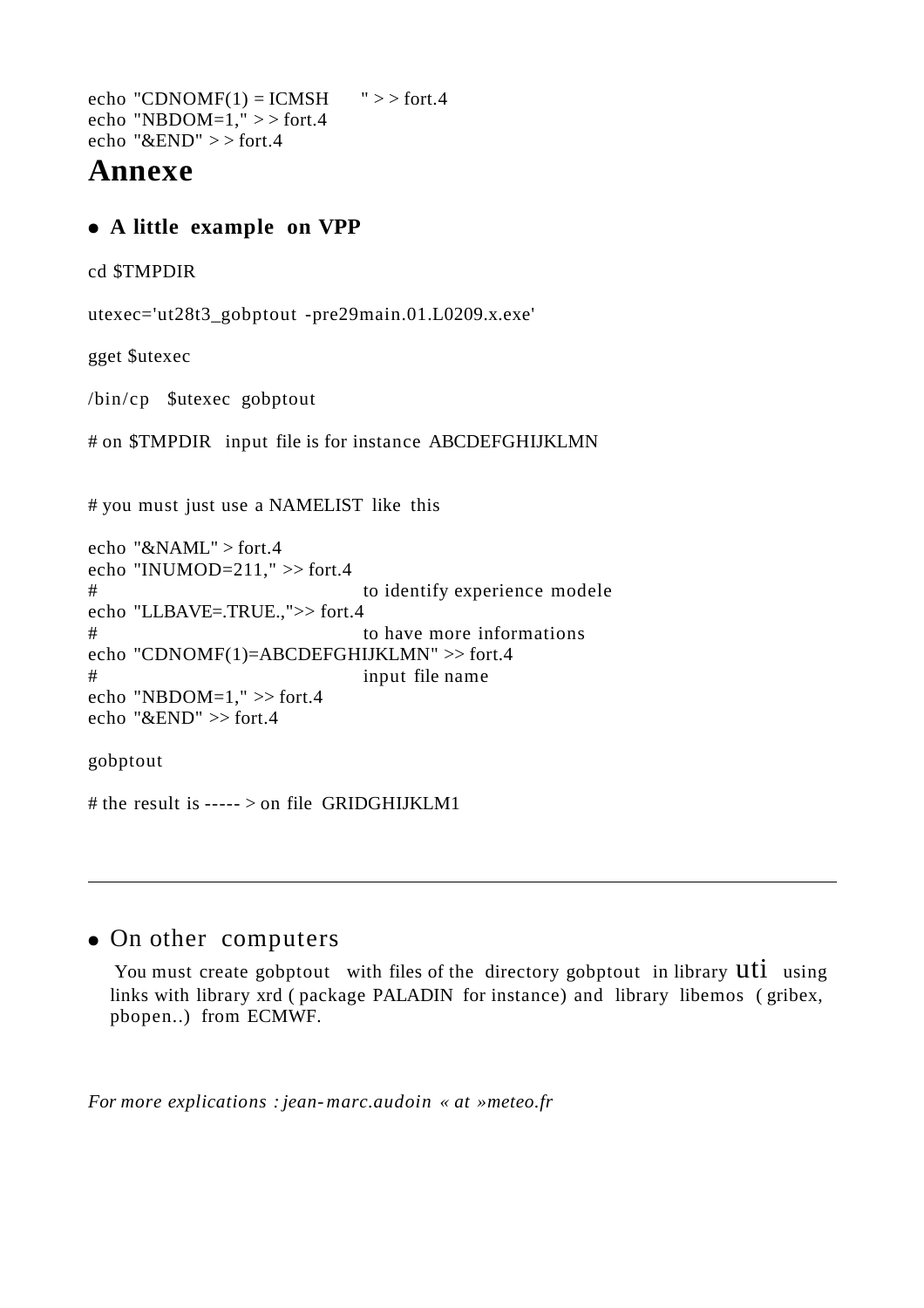```
echo "CDNOMF(1) = ICMSH      " > > fort.4
echo "NBDOM=1," > > fort.4
echo "&END" > > fort.4
```

# Annexe

- **A little example on VPP**

```
cd $TMPDIR

utexec='ut28t3_gobptout -pre29main.01.L0209.x.exe'

gget $utexec

/bin/cp   $utexec  gobptout

# on $TMPDIR   input file is for instance ABCDEFGHIJKLMN


# you must just use a NAMELIST like this

echo "&NAML" > fort.4
echo "INUMOD=211," >> fort.4
#                              to identify experience modele
echo "LLBAVE=.TRUE.,">> fort.4
#                              to have more informations
echo "CDNOMF(1)=ABCDEFGHIJKLMN" >> fort.4
#                              input file name
echo "NBDOM=1," >> fort.4
echo "&END" >> fort.4

gobptout

# the result is ----- > on file GRIDGHIJKLM1
```

---

- On other computers

  You must create gobptout with files of the directory gobptout in library uti using links with library xrd ( package PALADIN for instance) and library libemos ( gribex, pbopen..) from ECMWF.

*For more explications : jean-marc.audoin « at »meteo.fr*